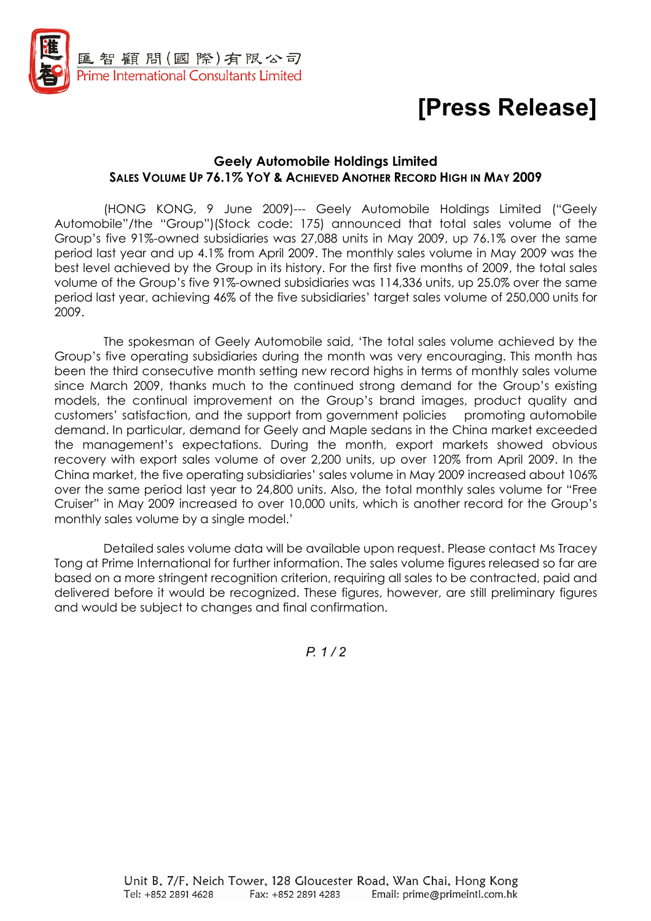匯智顧問(國際)有限公司
Prime International Consultants Limited

# [Press Release]

## Geely Automobile Holdings Limited

### SALES VOLUME UP 76.1% YOY & ACHIEVED ANOTHER RECORD HIGH IN MAY 2009

(HONG KONG, 9 June 2009)--- Geely Automobile Holdings Limited ("Geely Automobile"/the "Group")(Stock code: 175) announced that total sales volume of the Group's five 91%-owned subsidiaries was 27,088 units in May 2009, up 76.1% over the same period last year and up 4.1% from April 2009. The monthly sales volume in May 2009 was the best level achieved by the Group in its history. For the first five months of 2009, the total sales volume of the Group's five 91%-owned subsidiaries was 114,336 units, up 25.0% over the same period last year, achieving 46% of the five subsidiaries' target sales volume of 250,000 units for 2009.

The spokesman of Geely Automobile said, 'The total sales volume achieved by the Group's five operating subsidiaries during the month was very encouraging. This month has been the third consecutive month setting new record highs in terms of monthly sales volume since March 2009, thanks much to the continued strong demand for the Group's existing models, the continual improvement on the Group's brand images, product quality and customers' satisfaction, and the support from government policies promoting automobile demand. In particular, demand for Geely and Maple sedans in the China market exceeded the management's expectations. During the month, export markets showed obvious recovery with export sales volume of over 2,200 units, up over 120% from April 2009. In the China market, the five operating subsidiaries' sales volume in May 2009 increased about 106% over the same period last year to 24,800 units. Also, the total monthly sales volume for "Free Cruiser" in May 2009 increased to over 10,000 units, which is another record for the Group's monthly sales volume by a single model.'

Detailed sales volume data will be available upon request. Please contact Ms Tracey Tong at Prime International for further information. The sales volume figures released so far are based on a more stringent recognition criterion, requiring all sales to be contracted, paid and delivered before it would be recognized. These figures, however, are still preliminary figures and would be subject to changes and final confirmation.

Unit B, 7/F, Neich Tower, 128 Gloucester Road, Wan Chai, Hong Kong
Tel: +852 2891 4628 Fax: +852 2891 4283 Email: prime@primeintl.com.hk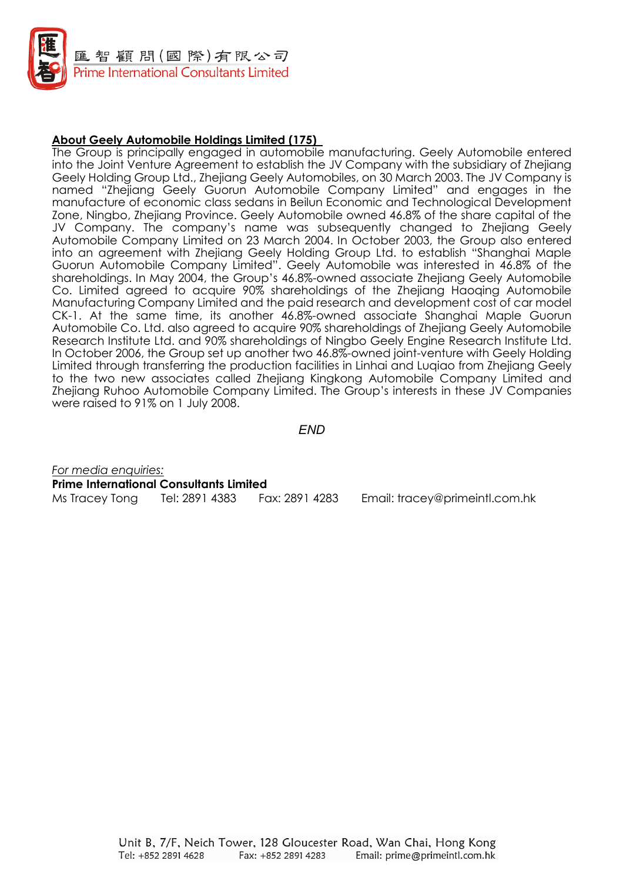**About Geely Automobile Holdings Limited (175)**

The Group is principally engaged in automobile manufacturing. Geely Automobile entered into the Joint Venture Agreement to establish the JV Company with the subsidiary of Zhejiang Geely Holding Group Ltd., Zhejiang Geely Automobiles, on 30 March 2003. The JV Company is named "Zhejiang Geely Guorun Automobile Company Limited" and engages in the manufacture of economic class sedans in Beilun Economic and Technological Development Zone, Ningbo, Zhejiang Province. Geely Automobile owned 46.8% of the share capital of the JV Company. The company's name was subsequently changed to Zhejiang Geely Automobile Company Limited on 23 March 2004. In October 2003, the Group also entered into an agreement with Zhejiang Geely Holding Group Ltd. to establish "Shanghai Maple Guorun Automobile Company Limited". Geely Automobile was interested in 46.8% of the shareholdings. In May 2004, the Group's 46.8%-owned associate Zhejiang Geely Automobile Co. Limited agreed to acquire 90% shareholdings of the Zhejiang Haoqing Automobile Manufacturing Company Limited and the paid research and development cost of car model CK-1. At the same time, its another 46.8%-owned associate Shanghai Maple Guorun Automobile Co. Ltd. also agreed to acquire 90% shareholdings of Zhejiang Geely Automobile Research Institute Ltd. and 90% shareholdings of Ningbo Geely Engine Research Institute Ltd. In October 2006, the Group set up another two 46.8%-owned joint-venture with Geely Holding Limited through transferring the production facilities in Linhai and Luqiao from Zhejiang Geely to the two new associates called Zhejiang Kingkong Automobile Company Limited and Zhejiang Ruhoo Automobile Company Limited. The Group's interests in these JV Companies were raised to 91% on 1 July 2008.

*END*

*For media enquiries:*

**Prime International Consultants Limited**

Ms Tracey Tong Tel: 2891 4383 Fax: 2891 4283 Email: tracey@primeintl.com.hk